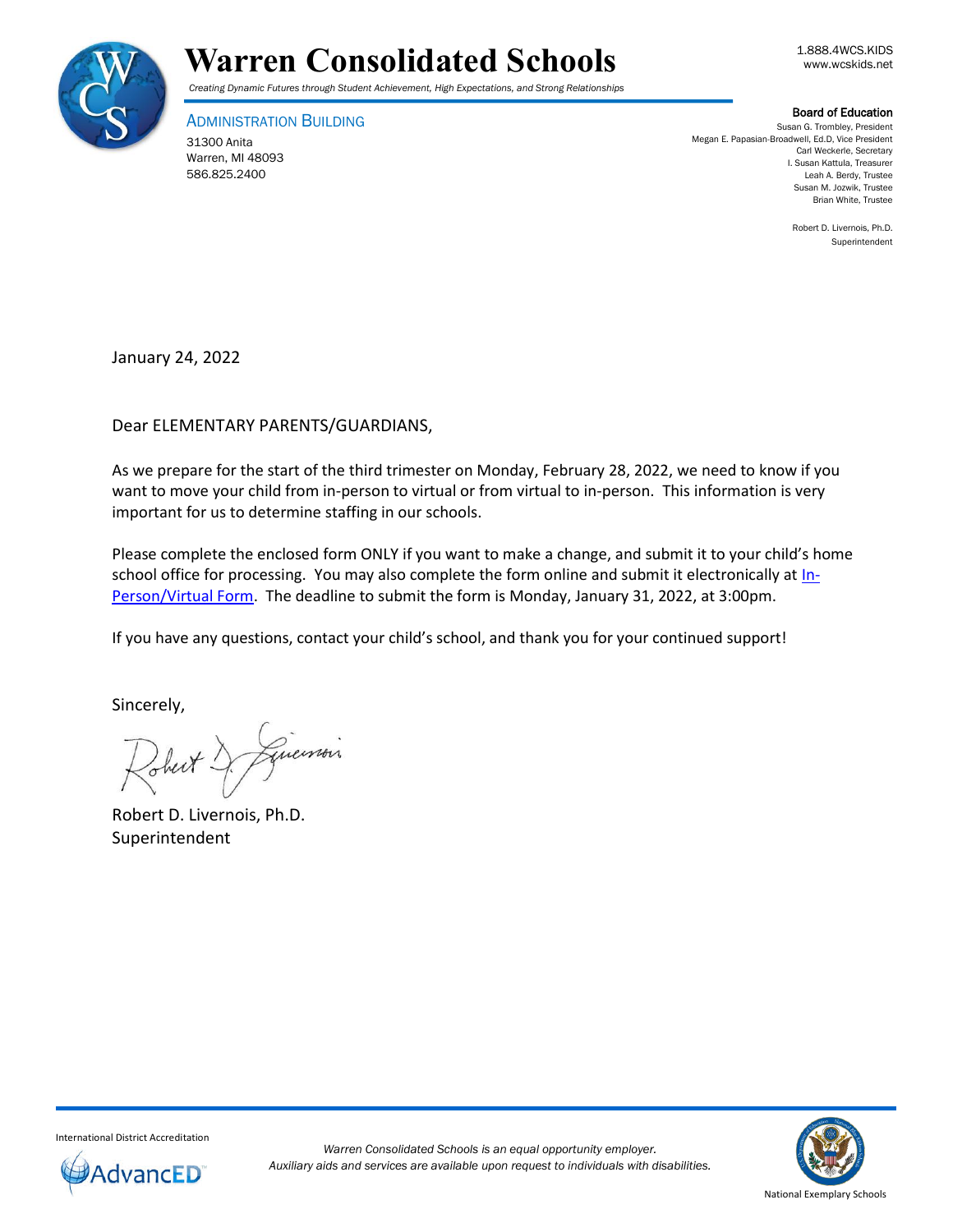# Warren Consolidated Schools

*Creating Dynamic Futures through Student Achievement, High Expectations, and Strong Relationships*

1.888.4WCS.KIDS
www.wcskids.net

ADMINISTRATION BUILDING
31300 Anita
Warren, MI 48093
586.825.2400

**Board of Education**
Susan G. Trombley, President
Megan E. Papasian-Broadwell, Ed.D, Vice President
Carl Weckerle, Secretary
I. Susan Kattula, Treasurer
Leah A. Berdy, Trustee
Susan M. Jozwik, Trustee
Brian White, Trustee

Robert D. Livernois, Ph.D.
Superintendent

January 24, 2022

Dear ELEMENTARY PARENTS/GUARDIANS,

As we prepare for the start of the third trimester on Monday, February 28, 2022, we need to know if you want to move your child from in-person to virtual or from virtual to in-person. This information is very important for us to determine staffing in our schools.

Please complete the enclosed form ONLY if you want to make a change, and submit it to your child's home school office for processing. You may also complete the form online and submit it electronically at In-Person/Virtual Form. The deadline to submit the form is Monday, January 31, 2022, at 3:00pm.

If you have any questions, contact your child's school, and thank you for your continued support!

Sincerely,

Robert D. Livernois, Ph.D.
Superintendent

International District Accreditation
AdvancED

*Warren Consolidated Schools is an equal opportunity employer.*
*Auxiliary aids and services are available upon request to individuals with disabilities.*

National Exemplary Schools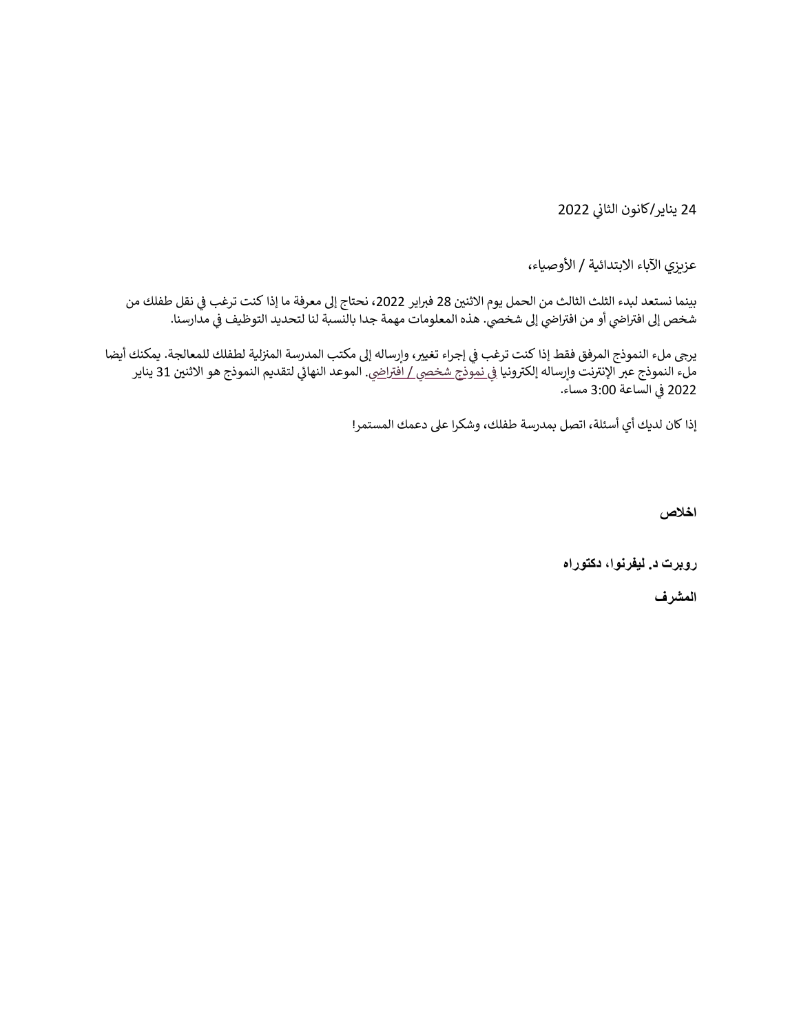24 يناير/كانون الثاني 2022

عزيزي الآباء الابتدائية / الأوصياء،

بينما نستعد لبدء الثلث الثالث من الحمل يوم الاثنين 28 فبراير 2022، نحتاج إلى معرفة ما إذا كنت ترغب في نقل طفلك من شخص إلى افتراضي أو من افتراضي إلى شخصي. هذه المعلومات مهمة جدا بالنسبة لنا لتحديد التوظيف في مدارسنا.

يرجى ملء النموذج المرفق فقط إذا كنت ترغب في إجراء تغيير، وإرساله إلى مكتب المدرسة المنزلية لطفلك للمعالجة. يمكنك أيضا ملء النموذج عبر الإنترنت وإرساله إلكترونيا في نموذج شخصي / افتراضي. الموعد النهائي لتقديم النموذج هو الاثنين 31 يناير 2022 في الساعة 3:00 مساء.

إذا كان لديك أي أسئلة، اتصل بمدرسة طفلك، وشكرا على دعمك المستمر!

**اخلاص**

**روبرت د. ليفرنوا، دكتوراه**

**المشرف**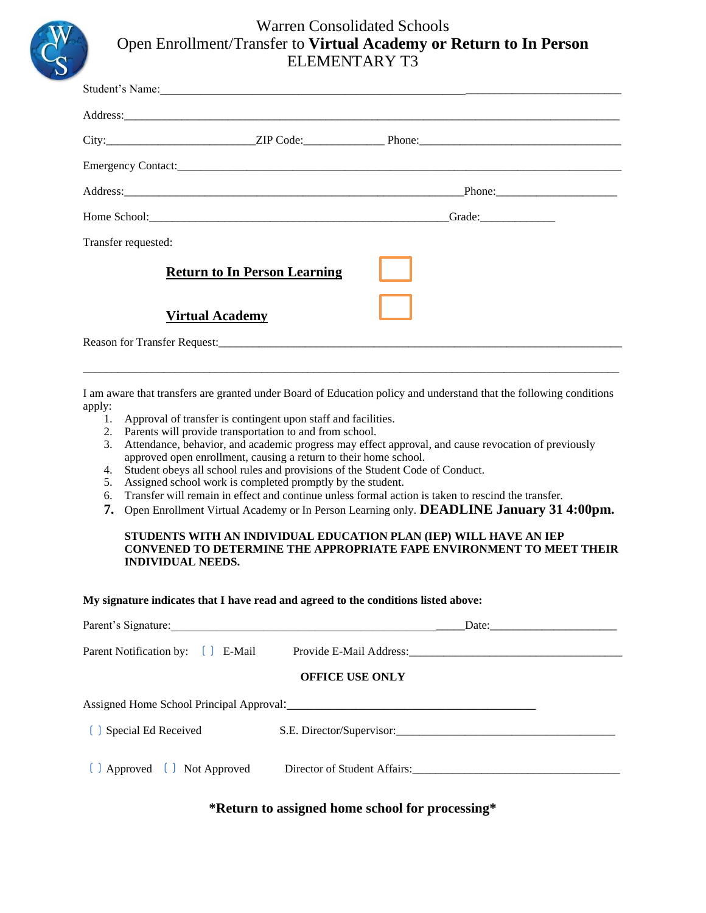# Warren Consolidated Schools
## Open Enrollment/Transfer to **Virtual Academy or Return to In Person**
## ELEMENTARY T3

Student's Name:_______________________________________________________________________________

Address:_______________________________________________________________________________

City:__________________________ZIP Code:______________ Phone:_____________________________________

Emergency Contact:_____________________________________________________________________________

Address:___________________________________________________________Phone:_____________________

Home School:_____________________________________________________Grade:_____________

Transfer requested:

**Return to In Person Learning** ☐

**Virtual Academy** ☐

Reason for Transfer Request:_______________________________________________________________________

_____________________________________________________________________________________________

I am aware that transfers are granted under Board of Education policy and understand that the following conditions apply:

1. Approval of transfer is contingent upon staff and facilities.
2. Parents will provide transportation to and from school.
3. Attendance, behavior, and academic progress may effect approval, and cause revocation of previously approved open enrollment, causing a return to their home school.
4. Student obeys all school rules and provisions of the Student Code of Conduct.
5. Assigned school work is completed promptly by the student.
6. Transfer will remain in effect and continue unless formal action is taken to rescind the transfer.
7. Open Enrollment Virtual Academy or In Person Learning only. **DEADLINE January 31 4:00pm.**

**STUDENTS WITH AN INDIVIDUAL EDUCATION PLAN (IEP) WILL HAVE AN IEP CONVENED TO DETERMINE THE APPROPRIATE FAPE ENVIRONMENT TO MEET THEIR INDIVIDUAL NEEDS.**

**My signature indicates that I have read and agreed to the conditions listed above:**

Parent's Signature:__________________________________________________Date:______________________

Parent Notification by: [ ] E-Mail Provide E-Mail Address:_____________________________________

**OFFICE USE ONLY**

Assigned Home School Principal Approval:___________________________________________

[ ] Special Ed Received S.E. Director/Supervisor:_____________________________________

[ ] Approved [ ] Not Approved Director of Student Affairs:___________________________________

***Return to assigned home school for processing***